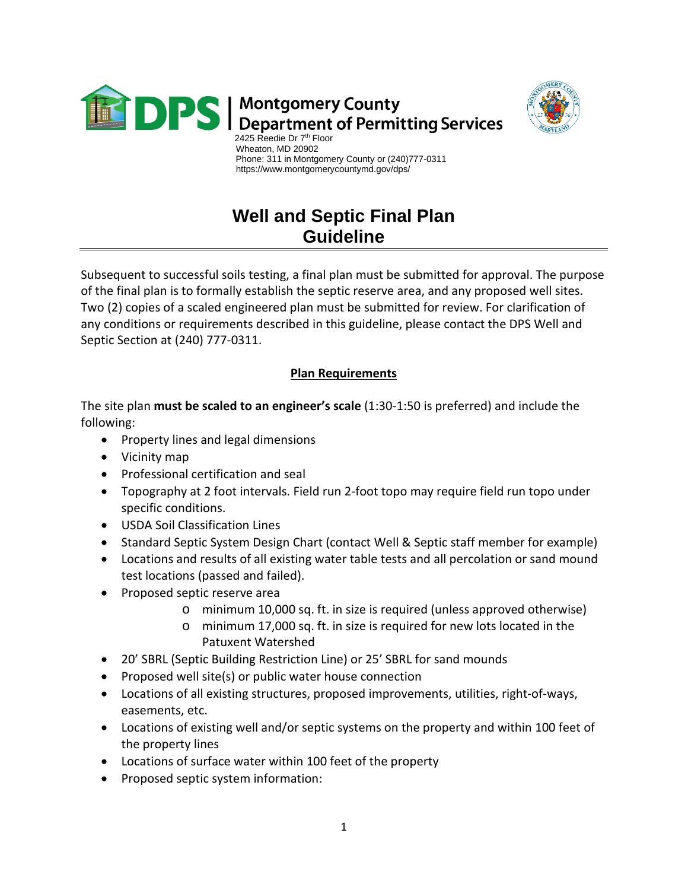**DPS | Montgomery County Department of Permitting Services**

2425 Reedie Dr 7th Floor
Wheaton, MD 20902
Phone: 311 in Montgomery County or (240)777-0311
https://www.montgomerycountymd.gov/dps/

# Well and Septic Final Plan Guideline

Subsequent to successful soils testing, a final plan must be submitted for approval. The purpose of the final plan is to formally establish the septic reserve area, and any proposed well sites. Two (2) copies of a scaled engineered plan must be submitted for review. For clarification of any conditions or requirements described in this guideline, please contact the DPS Well and Septic Section at (240) 777-0311.

## Plan Requirements

The site plan **must be scaled to an engineer's scale** (1:30-1:50 is preferred) and include the following:

- Property lines and legal dimensions
- Vicinity map
- Professional certification and seal
- Topography at 2 foot intervals. Field run 2-foot topo may require field run topo under specific conditions.
- USDA Soil Classification Lines
- Standard Septic System Design Chart (contact Well & Septic staff member for example)
- Locations and results of all existing water table tests and all percolation or sand mound test locations (passed and failed).
- Proposed septic reserve area
  - minimum 10,000 sq. ft. in size is required (unless approved otherwise)
  - minimum 17,000 sq. ft. in size is required for new lots located in the Patuxent Watershed
- 20' SBRL (Septic Building Restriction Line) or 25' SBRL for sand mounds
- Proposed well site(s) or public water house connection
- Locations of all existing structures, proposed improvements, utilities, right-of-ways, easements, etc.
- Locations of existing well and/or septic systems on the property and within 100 feet of the property lines
- Locations of surface water within 100 feet of the property
- Proposed septic system information: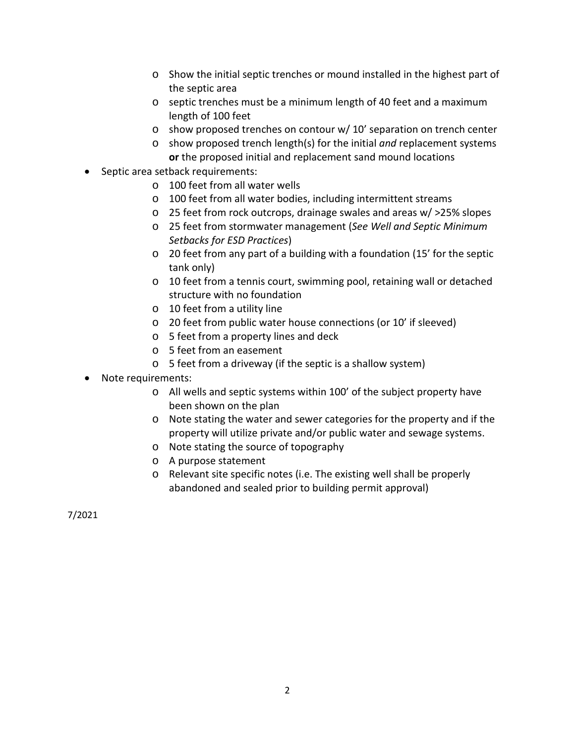- Show the initial septic trenches or mound installed in the highest part of the septic area
  - septic trenches must be a minimum length of 40 feet and a maximum length of 100 feet
  - show proposed trenches on contour w/ 10' separation on trench center
  - show proposed trench length(s) for the initial *and* replacement systems **or** the proposed initial and replacement sand mound locations
- Septic area setback requirements:
  - 100 feet from all water wells
  - 100 feet from all water bodies, including intermittent streams
  - 25 feet from rock outcrops, drainage swales and areas w/ >25% slopes
  - 25 feet from stormwater management (*See Well and Septic Minimum Setbacks for ESD Practices*)
  - 20 feet from any part of a building with a foundation (15' for the septic tank only)
  - 10 feet from a tennis court, swimming pool, retaining wall or detached structure with no foundation
  - 10 feet from a utility line
  - 20 feet from public water house connections (or 10' if sleeved)
  - 5 feet from a property lines and deck
  - 5 feet from an easement
  - 5 feet from a driveway (if the septic is a shallow system)
- Note requirements:
  - All wells and septic systems within 100' of the subject property have been shown on the plan
  - Note stating the water and sewer categories for the property and if the property will utilize private and/or public water and sewage systems.
  - Note stating the source of topography
  - A purpose statement
  - Relevant site specific notes (i.e. The existing well shall be properly abandoned and sealed prior to building permit approval)

7/2021